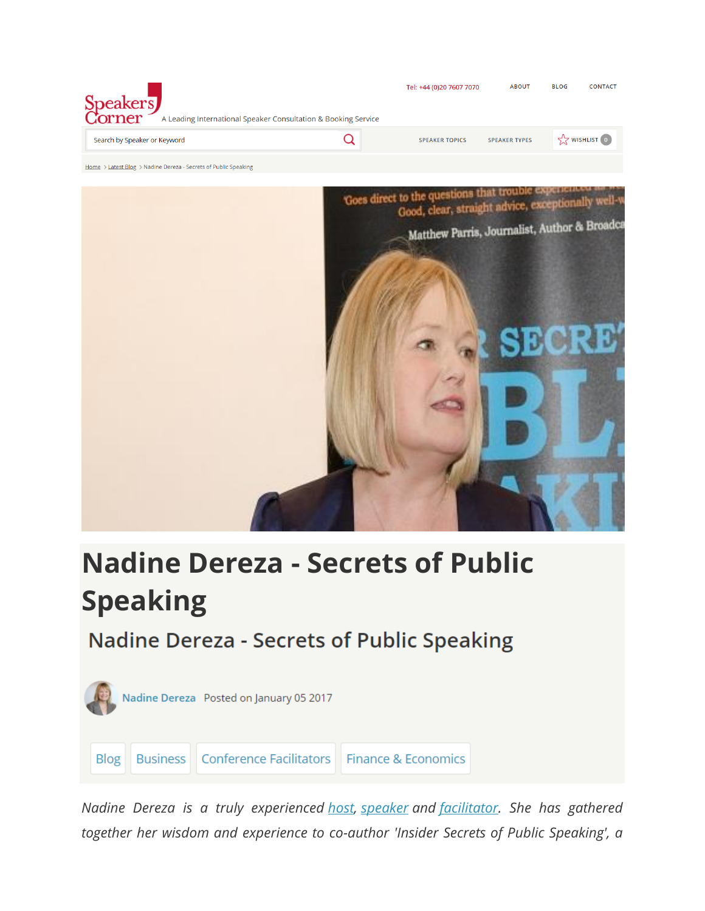Speakers Corner — A Leading International Speaker Consultation & Booking Service

Tel: +44 (0)20 7607 7070 ABOUT BLOG CONTACT

Search by Speaker or Keyword

SPEAKER TOPICS SPEAKER TYPES WISHLIST 0

Home > Latest Blog > Nadine Dereza - Secrets of Public Speaking

# Nadine Dereza - Secrets of Public Speaking

## Nadine Dereza - Secrets of Public Speaking

Nadine Dereza Posted on January 05 2017

Blog | Business | Conference Facilitators | Finance & Economics

*Nadine Dereza is a truly experienced host, speaker and facilitator. She has gathered together her wisdom and experience to co-author 'Insider Secrets of Public Speaking', a*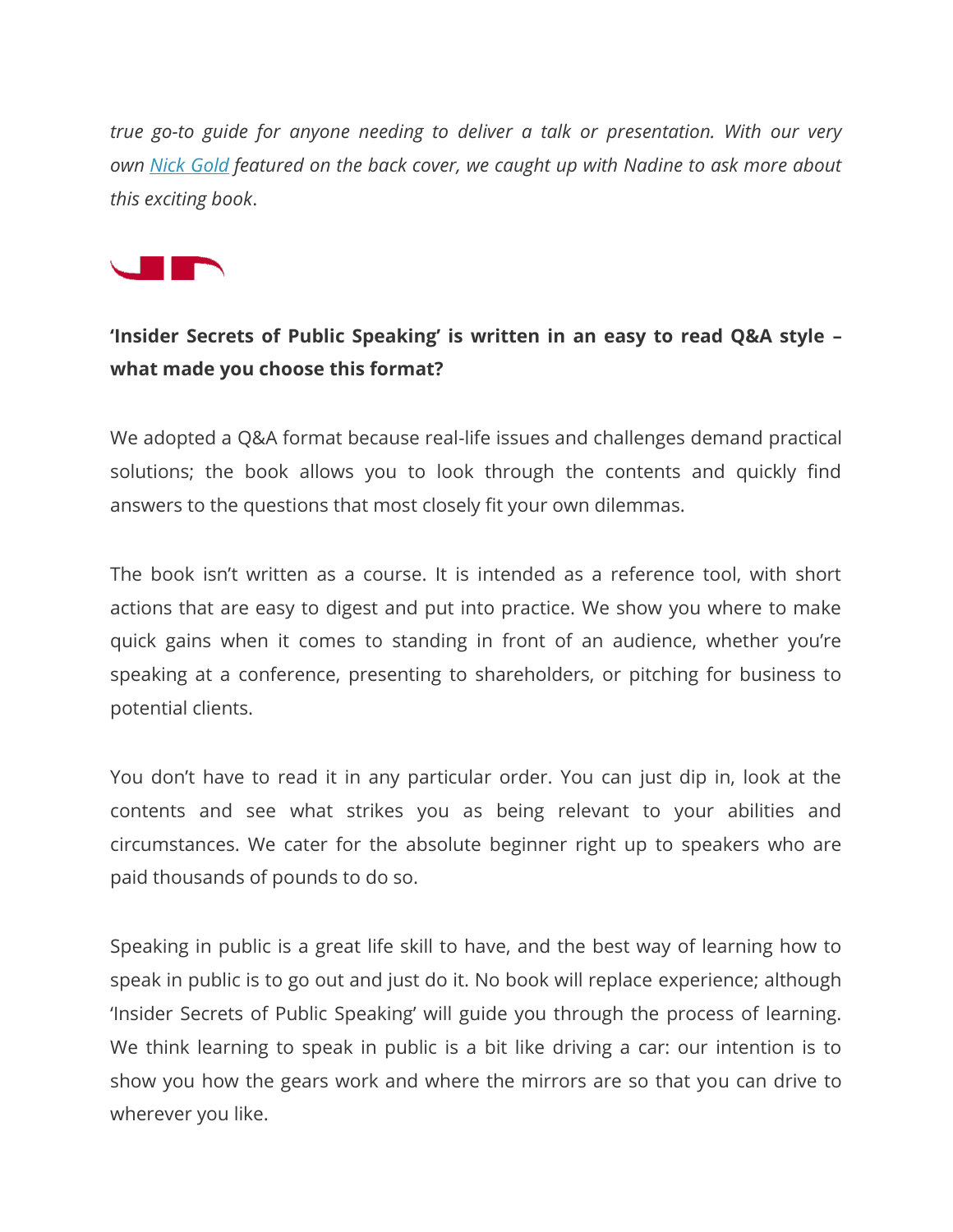*true go-to guide for anyone needing to deliver a talk or presentation. With our very own [Nick Gold] featured on the back cover, we caught up with Nadine to ask more about this exciting book.*

**'Insider Secrets of Public Speaking' is written in an easy to read Q&A style – what made you choose this format?**

We adopted a Q&A format because real-life issues and challenges demand practical solutions; the book allows you to look through the contents and quickly find answers to the questions that most closely fit your own dilemmas.

The book isn't written as a course. It is intended as a reference tool, with short actions that are easy to digest and put into practice. We show you where to make quick gains when it comes to standing in front of an audience, whether you're speaking at a conference, presenting to shareholders, or pitching for business to potential clients.

You don't have to read it in any particular order. You can just dip in, look at the contents and see what strikes you as being relevant to your abilities and circumstances. We cater for the absolute beginner right up to speakers who are paid thousands of pounds to do so.

Speaking in public is a great life skill to have, and the best way of learning how to speak in public is to go out and just do it. No book will replace experience; although 'Insider Secrets of Public Speaking' will guide you through the process of learning. We think learning to speak in public is a bit like driving a car: our intention is to show you how the gears work and where the mirrors are so that you can drive to wherever you like.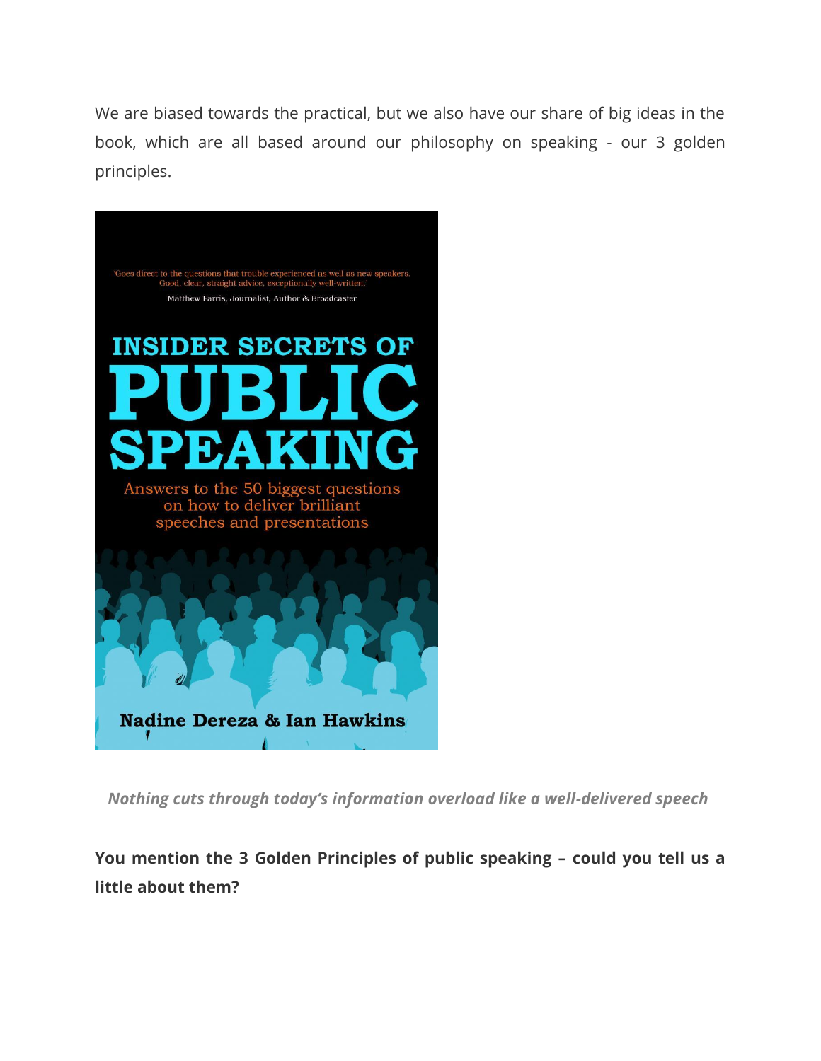We are biased towards the practical, but we also have our share of big ideas in the book, which are all based around our philosophy on speaking - our 3 golden principles.

*Nothing cuts through today's information overload like a well-delivered speech*

**You mention the 3 Golden Principles of public speaking – could you tell us a little about them?**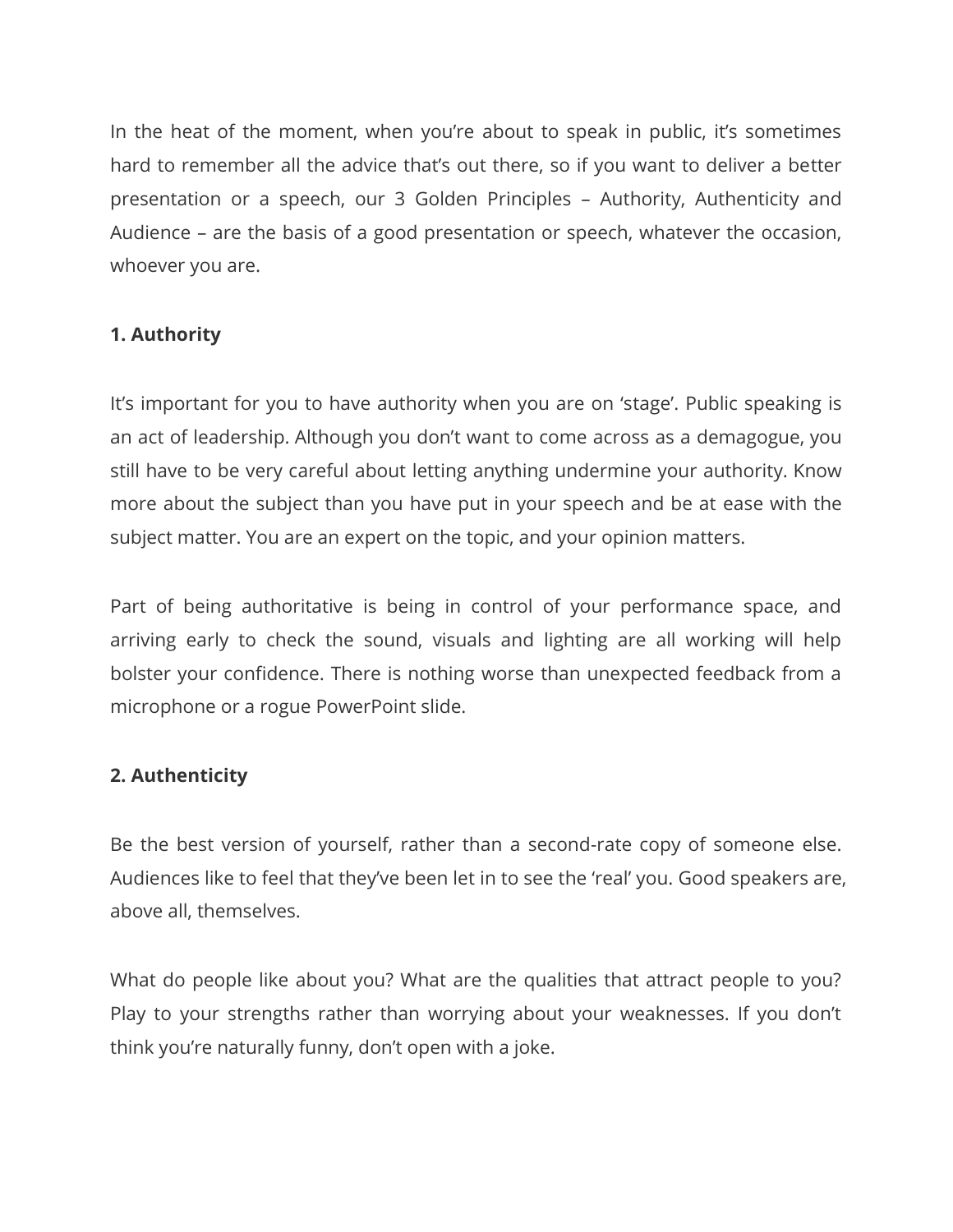In the heat of the moment, when you're about to speak in public, it's sometimes hard to remember all the advice that's out there, so if you want to deliver a better presentation or a speech, our 3 Golden Principles – Authority, Authenticity and Audience – are the basis of a good presentation or speech, whatever the occasion, whoever you are.

**1. Authority**

It's important for you to have authority when you are on 'stage'. Public speaking is an act of leadership. Although you don't want to come across as a demagogue, you still have to be very careful about letting anything undermine your authority. Know more about the subject than you have put in your speech and be at ease with the subject matter. You are an expert on the topic, and your opinion matters.

Part of being authoritative is being in control of your performance space, and arriving early to check the sound, visuals and lighting are all working will help bolster your confidence. There is nothing worse than unexpected feedback from a microphone or a rogue PowerPoint slide.

**2. Authenticity**

Be the best version of yourself, rather than a second-rate copy of someone else. Audiences like to feel that they've been let in to see the 'real' you. Good speakers are, above all, themselves.

What do people like about you? What are the qualities that attract people to you? Play to your strengths rather than worrying about your weaknesses. If you don't think you're naturally funny, don't open with a joke.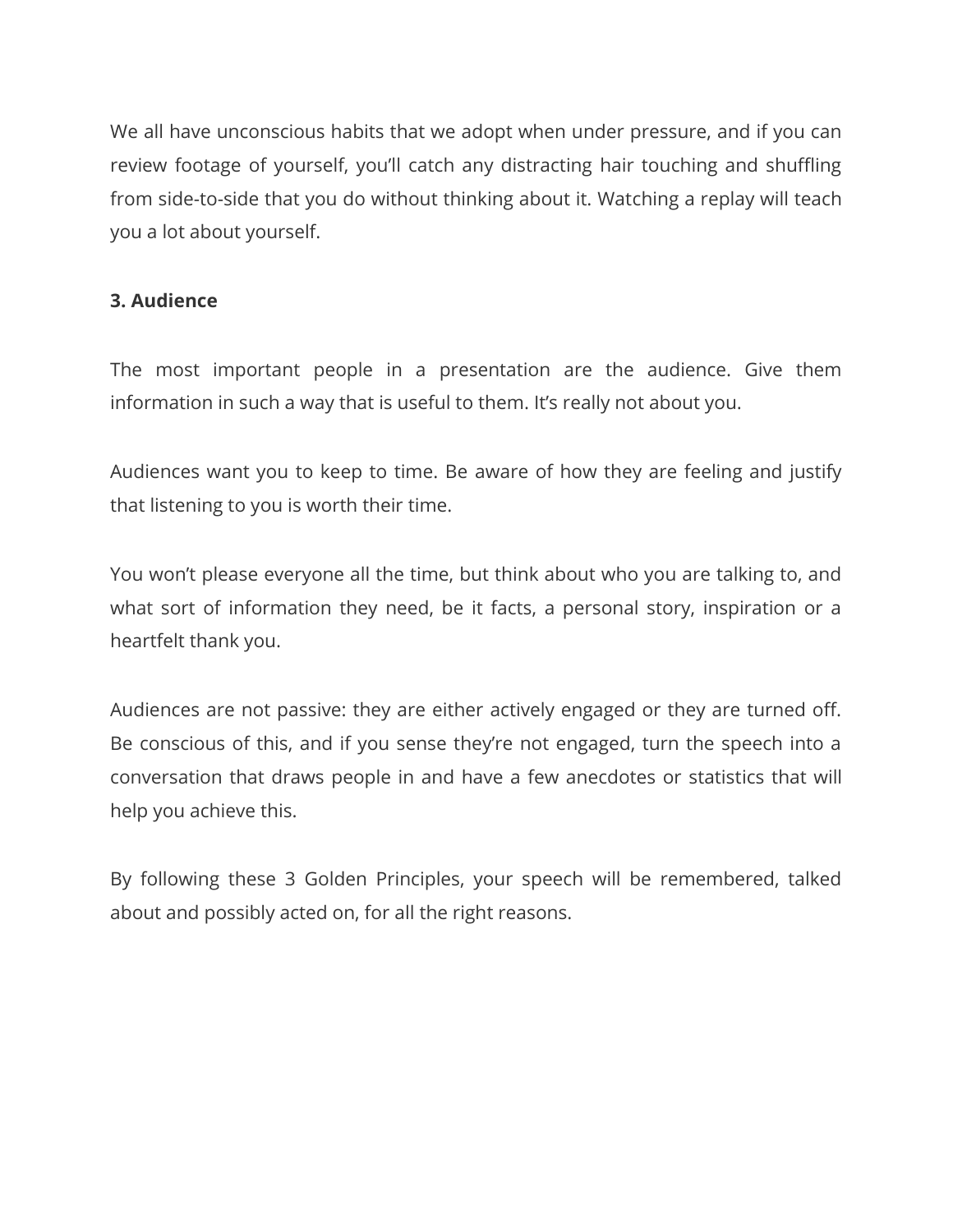We all have unconscious habits that we adopt when under pressure, and if you can review footage of yourself, you'll catch any distracting hair touching and shuffling from side-to-side that you do without thinking about it. Watching a replay will teach you a lot about yourself.

**3. Audience**

The most important people in a presentation are the audience. Give them information in such a way that is useful to them. It's really not about you.

Audiences want you to keep to time. Be aware of how they are feeling and justify that listening to you is worth their time.

You won't please everyone all the time, but think about who you are talking to, and what sort of information they need, be it facts, a personal story, inspiration or a heartfelt thank you.

Audiences are not passive: they are either actively engaged or they are turned off. Be conscious of this, and if you sense they're not engaged, turn the speech into a conversation that draws people in and have a few anecdotes or statistics that will help you achieve this.

By following these 3 Golden Principles, your speech will be remembered, talked about and possibly acted on, for all the right reasons.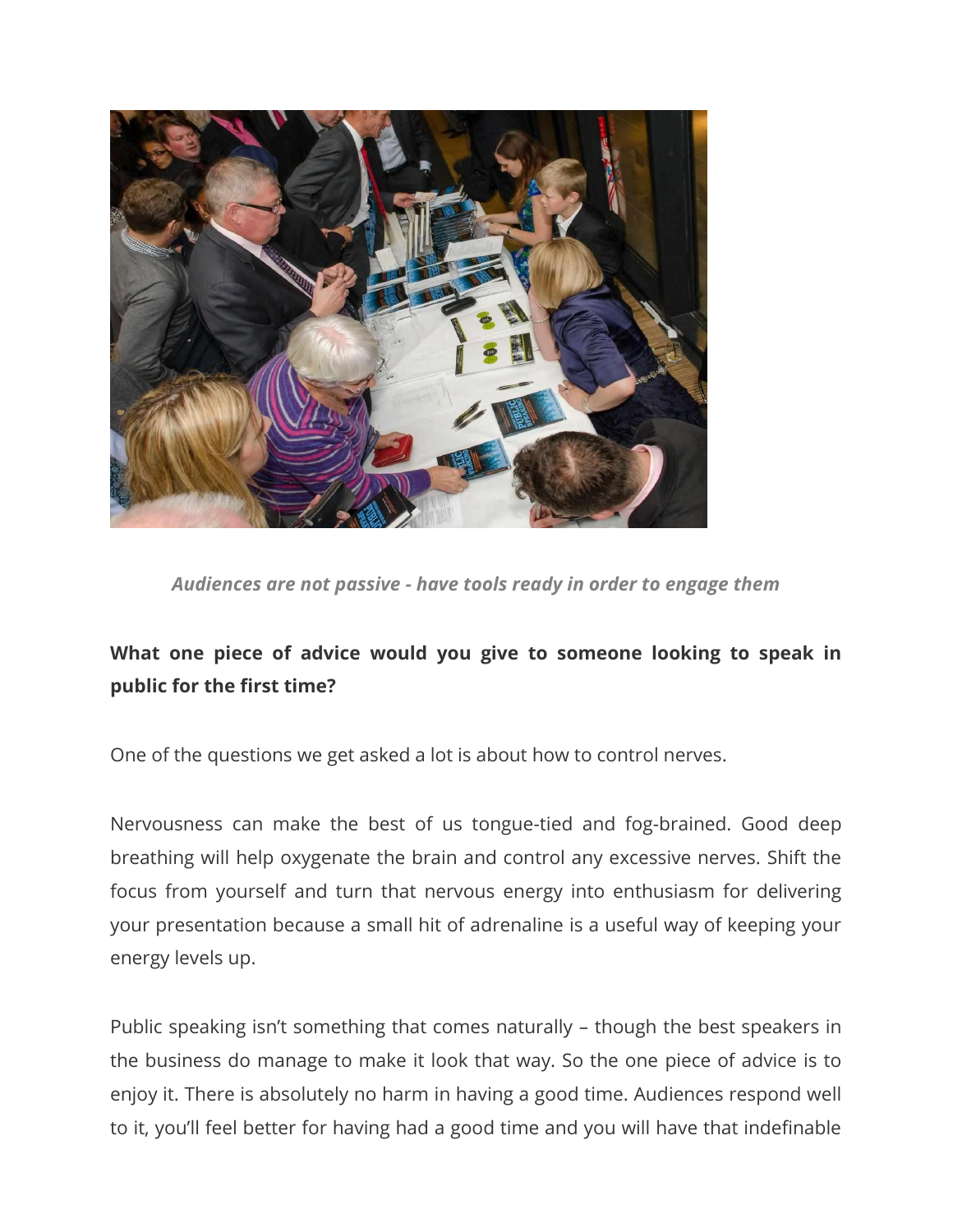*Audiences are not passive - have tools ready in order to engage them*

**What one piece of advice would you give to someone looking to speak in public for the first time?**

One of the questions we get asked a lot is about how to control nerves.

Nervousness can make the best of us tongue-tied and fog-brained. Good deep breathing will help oxygenate the brain and control any excessive nerves. Shift the focus from yourself and turn that nervous energy into enthusiasm for delivering your presentation because a small hit of adrenaline is a useful way of keeping your energy levels up.

Public speaking isn't something that comes naturally – though the best speakers in the business do manage to make it look that way. So the one piece of advice is to enjoy it. There is absolutely no harm in having a good time. Audiences respond well to it, you'll feel better for having had a good time and you will have that indefinable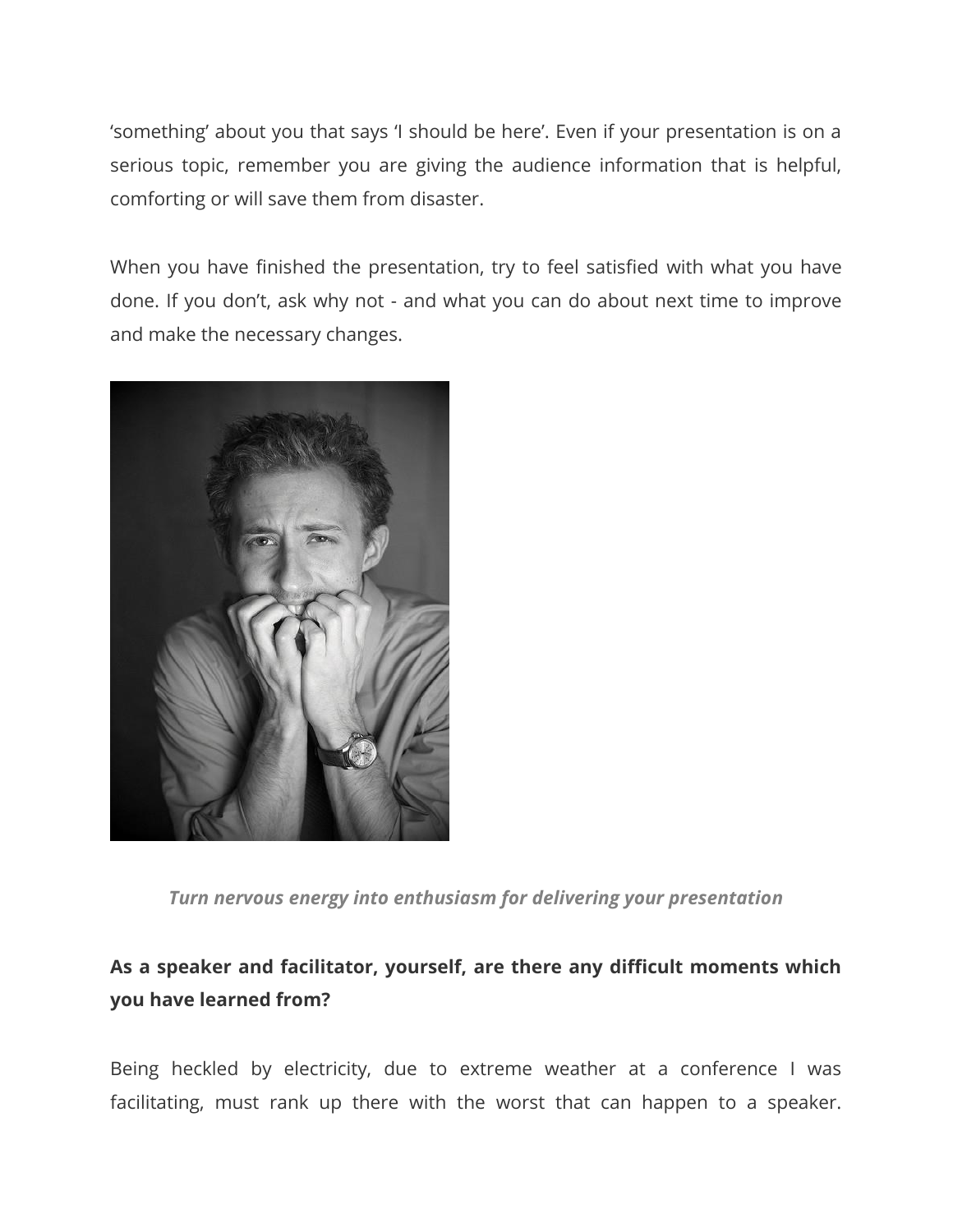'something' about you that says 'I should be here'. Even if your presentation is on a serious topic, remember you are giving the audience information that is helpful, comforting or will save them from disaster.

When you have finished the presentation, try to feel satisfied with what you have done. If you don't, ask why not - and what you can do about next time to improve and make the necessary changes.

***Turn nervous energy into enthusiasm for delivering your presentation***

**As a speaker and facilitator, yourself, are there any difficult moments which you have learned from?**

Being heckled by electricity, due to extreme weather at a conference I was facilitating, must rank up there with the worst that can happen to a speaker.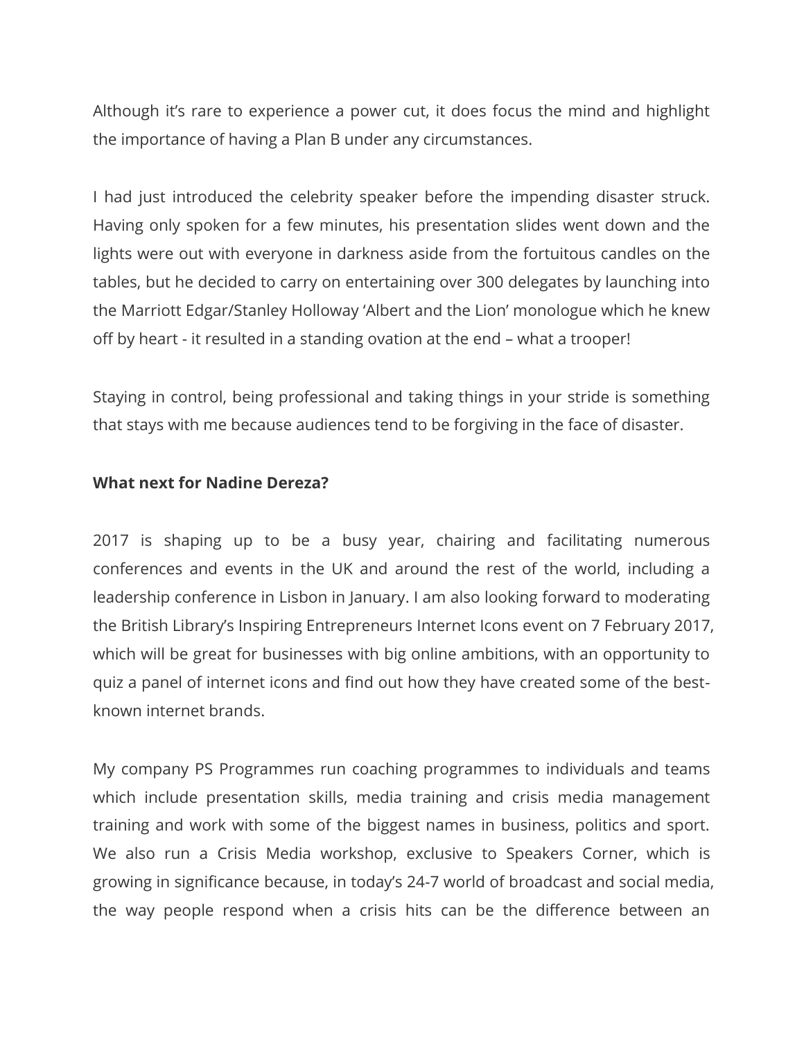Although it's rare to experience a power cut, it does focus the mind and highlight the importance of having a Plan B under any circumstances.

I had just introduced the celebrity speaker before the impending disaster struck. Having only spoken for a few minutes, his presentation slides went down and the lights were out with everyone in darkness aside from the fortuitous candles on the tables, but he decided to carry on entertaining over 300 delegates by launching into the Marriott Edgar/Stanley Holloway 'Albert and the Lion' monologue which he knew off by heart - it resulted in a standing ovation at the end – what a trooper!

Staying in control, being professional and taking things in your stride is something that stays with me because audiences tend to be forgiving in the face of disaster.

**What next for Nadine Dereza?**

2017 is shaping up to be a busy year, chairing and facilitating numerous conferences and events in the UK and around the rest of the world, including a leadership conference in Lisbon in January. I am also looking forward to moderating the British Library's Inspiring Entrepreneurs Internet Icons event on 7 February 2017, which will be great for businesses with big online ambitions, with an opportunity to quiz a panel of internet icons and find out how they have created some of the best-known internet brands.

My company PS Programmes run coaching programmes to individuals and teams which include presentation skills, media training and crisis media management training and work with some of the biggest names in business, politics and sport. We also run a Crisis Media workshop, exclusive to Speakers Corner, which is growing in significance because, in today's 24-7 world of broadcast and social media, the way people respond when a crisis hits can be the difference between an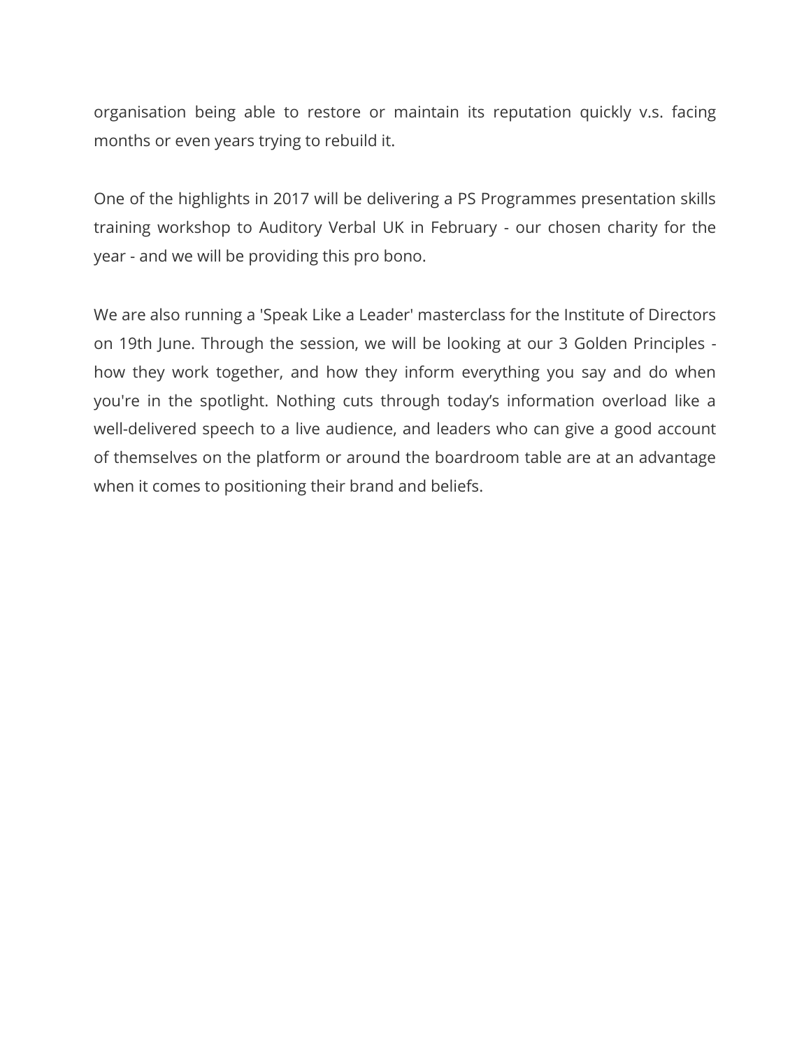organisation being able to restore or maintain its reputation quickly v.s. facing months or even years trying to rebuild it.

One of the highlights in 2017 will be delivering a PS Programmes presentation skills training workshop to Auditory Verbal UK in February - our chosen charity for the year - and we will be providing this pro bono.

We are also running a 'Speak Like a Leader' masterclass for the Institute of Directors on 19th June. Through the session, we will be looking at our 3 Golden Principles - how they work together, and how they inform everything you say and do when you're in the spotlight. Nothing cuts through today’s information overload like a well-delivered speech to a live audience, and leaders who can give a good account of themselves on the platform or around the boardroom table are at an advantage when it comes to positioning their brand and beliefs.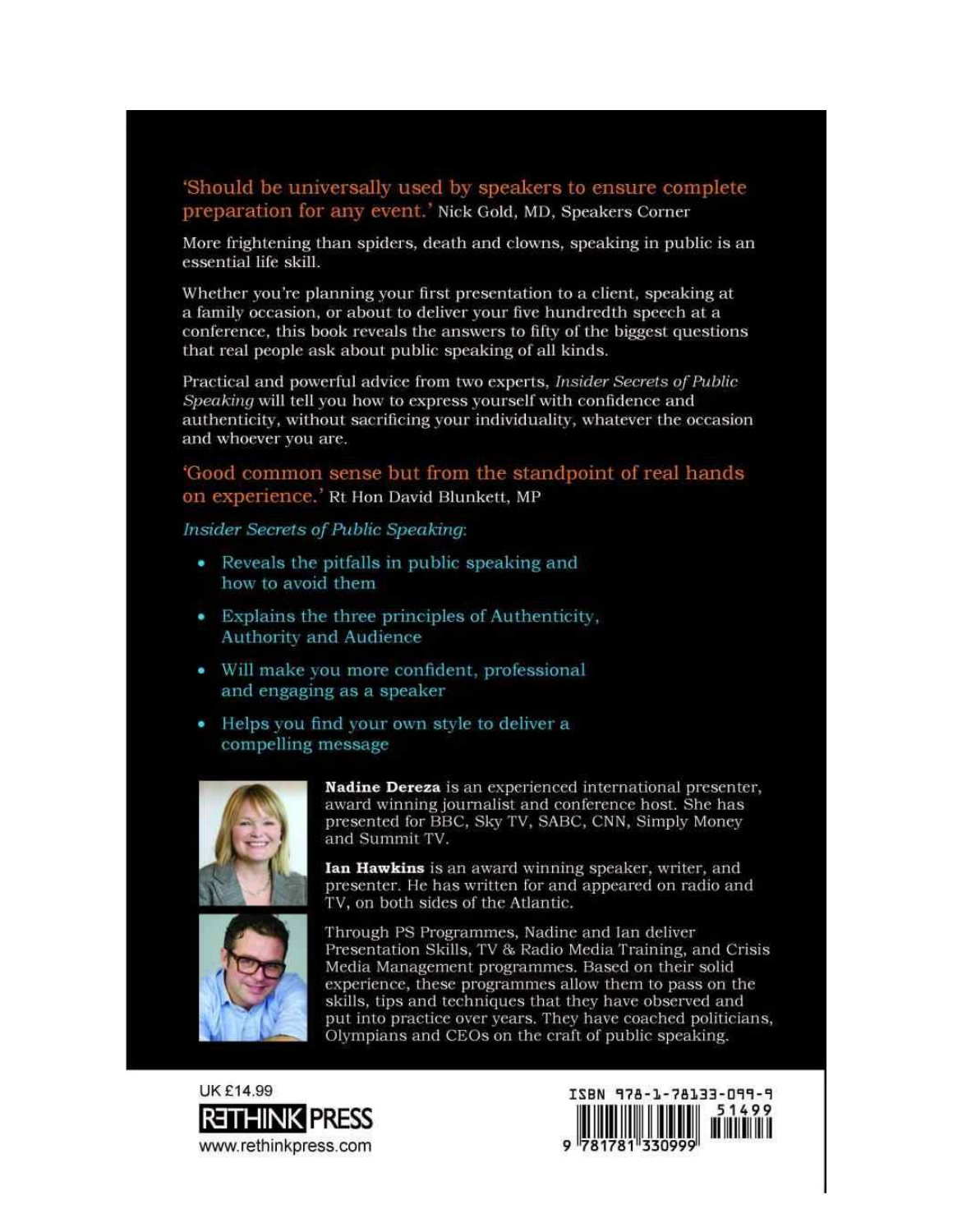'Should be universally used by speakers to ensure complete preparation for any event.' Nick Gold, MD, Speakers Corner

More frightening than spiders, death and clowns, speaking in public is an essential life skill.

Whether you're planning your first presentation to a client, speaking at a family occasion, or about to deliver your five hundredth speech at a conference, this book reveals the answers to fifty of the biggest questions that real people ask about public speaking of all kinds.

Practical and powerful advice from two experts, *Insider Secrets of Public Speaking* will tell you how to express yourself with confidence and authenticity, without sacrificing your individuality, whatever the occasion and whoever you are.

'Good common sense but from the standpoint of real hands on experience.' Rt Hon David Blunkett, MP

*Insider Secrets of Public Speaking*:

- Reveals the pitfalls in public speaking and how to avoid them
- Explains the three principles of Authenticity, Authority and Audience
- Will make you more confident, professional and engaging as a speaker
- Helps you find your own style to deliver a compelling message

**Nadine Dereza** is an experienced international presenter, award winning journalist and conference host. She has presented for BBC, Sky TV, SABC, CNN, Simply Money and Summit TV.

**Ian Hawkins** is an award winning speaker, writer, and presenter. He has written for and appeared on radio and TV, on both sides of the Atlantic.

Through PS Programmes, Nadine and Ian deliver Presentation Skills, TV & Radio Media Training, and Crisis Media Management programmes. Based on their solid experience, these programmes allow them to pass on the skills, tips and techniques that they have observed and put into practice over years. They have coached politicians, Olympians and CEOs on the craft of public speaking.

UK £14.99

RETHINK PRESS

www.rethinkpress.com

ISBN 978-1-78133-099-9

51499

9 781781 330999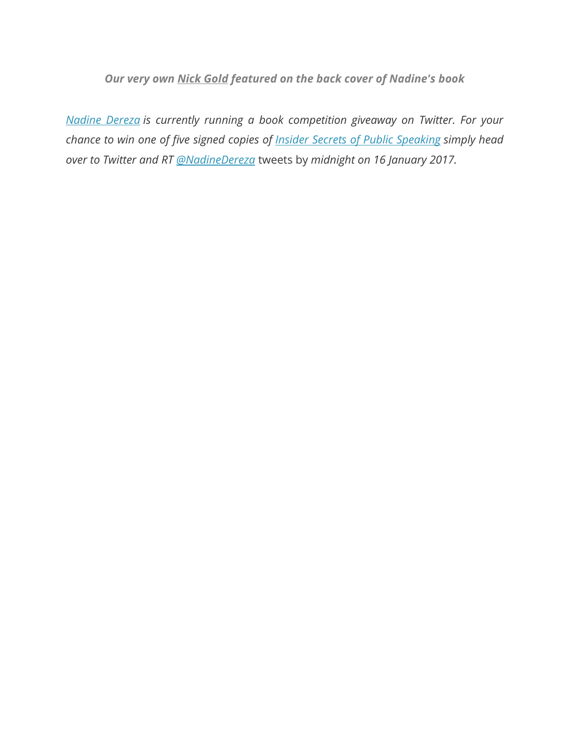***Our very own Nick Gold featured on the back cover of Nadine's book***

*Nadine Dereza is currently running a book competition giveaway on Twitter. For your chance to win one of five signed copies of Insider Secrets of Public Speaking simply head over to Twitter and RT @NadineDereza* tweets by *midnight on 16 January 2017.*